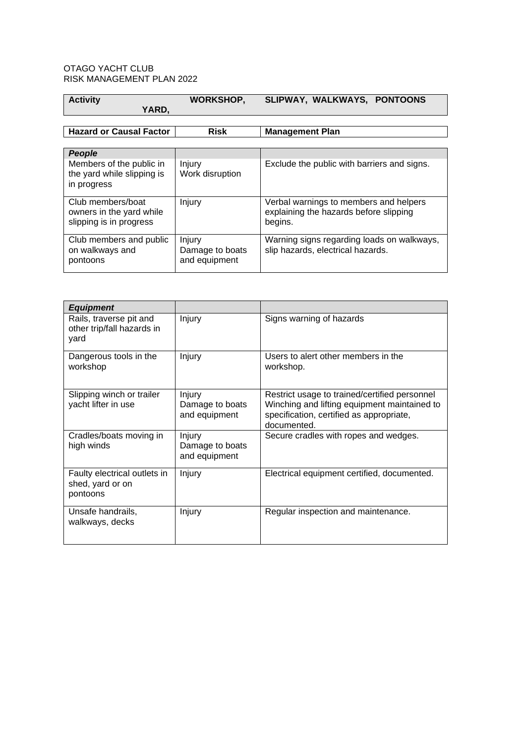OTAGO YACHT CLUB
RISK MANAGEMENT PLAN 2022

| **Activity** | **WORKSHOP, YARD,** | **SLIPWAY, WALKWAYS, PONTOONS** |
|---|---|---|

| **Hazard or Causal Factor** | **Risk** | **Management Plan** |
|---|---|---|
| ***People*** | | |
| Members of the public in the yard while slipping is in progress | Injury<br>Work disruption | Exclude the public with barriers and signs. |
| Club members/boat owners in the yard while slipping is in progress | Injury | Verbal warnings to members and helpers explaining the hazards before slipping begins. |
| Club members and public on walkways and pontoons | Injury<br>Damage to boats and equipment | Warning signs regarding loads on walkways, slip hazards, electrical hazards. |

| ***Equipment*** | | |
|---|---|---|
| Rails, traverse pit and other trip/fall hazards in yard | Injury | Signs warning of hazards |
| Dangerous tools in the workshop | Injury | Users to alert other members in the workshop. |
| Slipping winch or trailer yacht lifter in use | Injury<br>Damage to boats and equipment | Restrict usage to trained/certified personnel<br>Winching and lifting equipment maintained to specification, certified as appropriate, documented. |
| Cradles/boats moving in high winds | Injury<br>Damage to boats and equipment | Secure cradles with ropes and wedges. |
| Faulty electrical outlets in shed, yard or on pontoons | Injury | Electrical equipment certified, documented. |
| Unsafe handrails, walkways, decks | Injury | Regular inspection and maintenance. |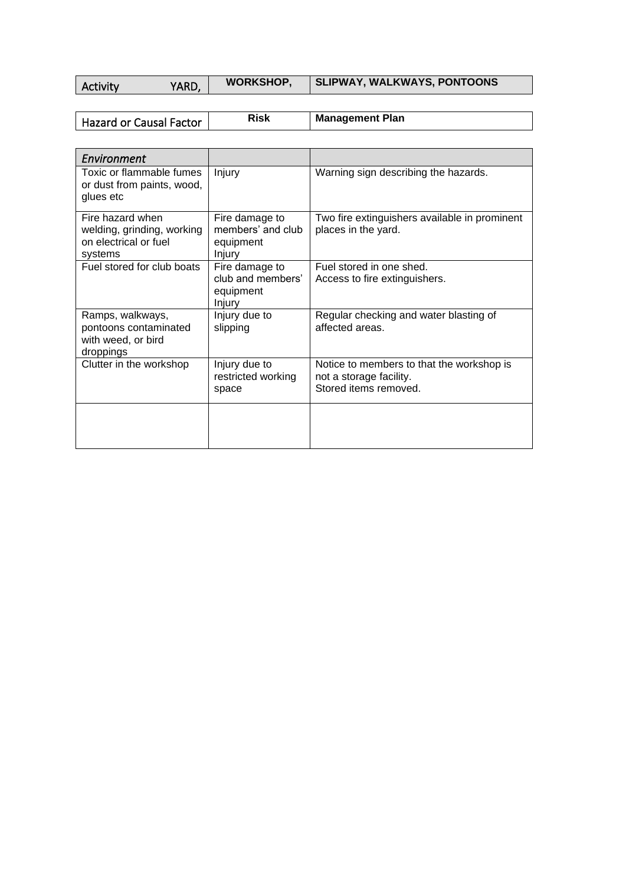| Activity YARD, | WORKSHOP, | SLIPWAY, WALKWAYS, PONTOONS |
|---|---|---|

| Hazard or Causal Factor | Risk | Management Plan |
|---|---|---|
| *Environment* | | |
| Toxic or flammable fumes or dust from paints, wood, glues etc | Injury | Warning sign describing the hazards. |
| Fire hazard when welding, grinding, working on electrical or fuel systems | Fire damage to members' and club equipment Injury | Two fire extinguishers available in prominent places in the yard. |
| Fuel stored for club boats | Fire damage to club and members' equipment Injury | Fuel stored in one shed. Access to fire extinguishers. |
| Ramps, walkways, pontoons contaminated with weed, or bird droppings | Injury due to slipping | Regular checking and water blasting of affected areas. |
| Clutter in the workshop | Injury due to restricted working space | Notice to members to that the workshop is not a storage facility. Stored items removed. |
| | | |